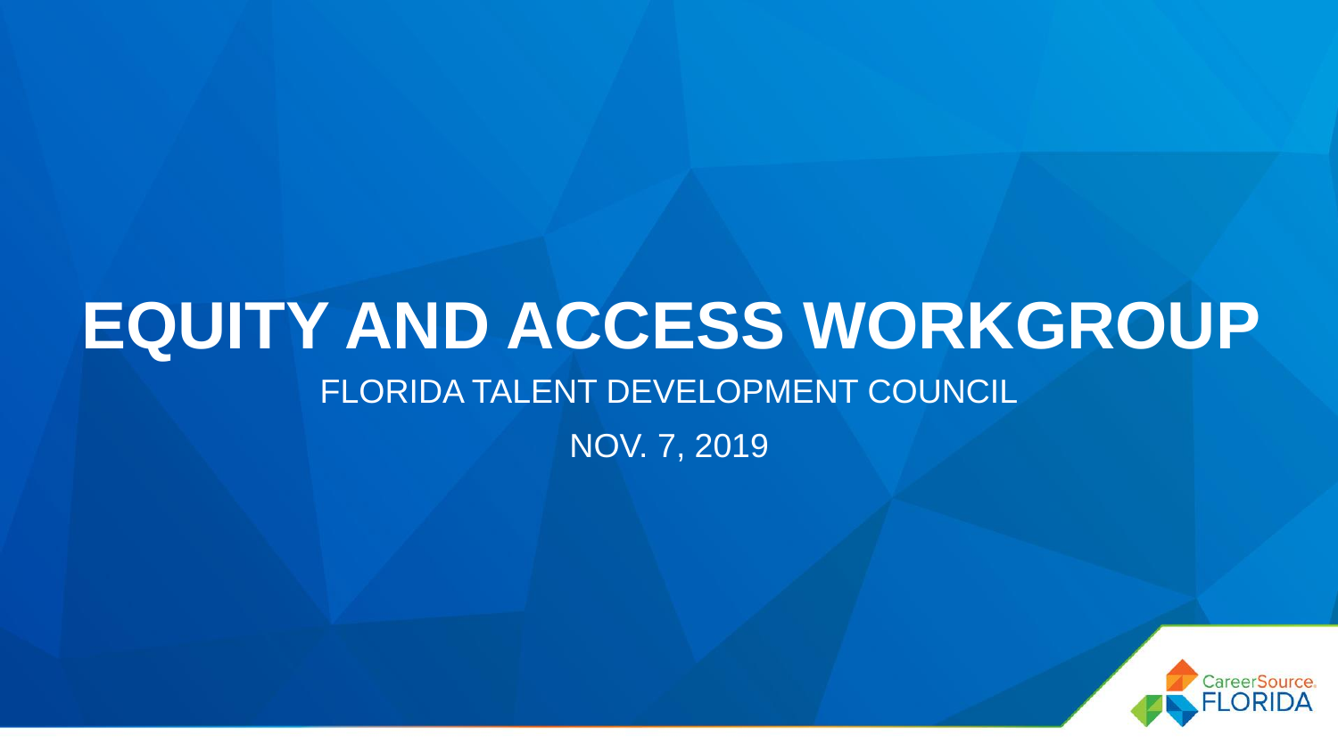# EQUITY AND ACCESS WORKGROUP

FLORIDA TALENT DEVELOPMENT COUNCIL

NOV. 7, 2019

CareerSource FLORIDA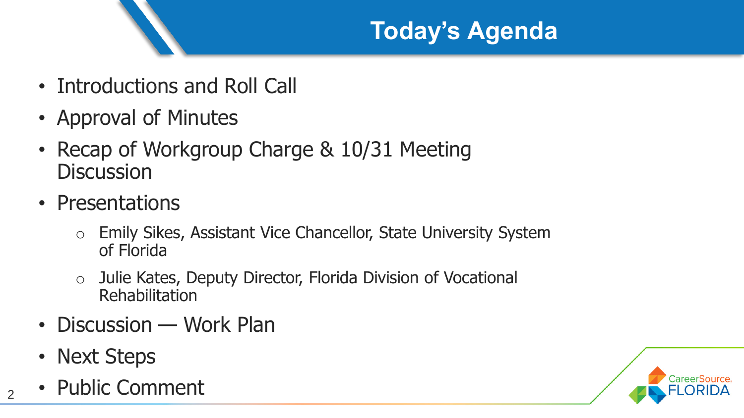# Today's Agenda

- Introductions and Roll Call
- Approval of Minutes
- Recap of Workgroup Charge & 10/31 Meeting Discussion
- Presentations
  - Emily Sikes, Assistant Vice Chancellor, State University System of Florida
  - Julie Kates, Deputy Director, Florida Division of Vocational Rehabilitation
- Discussion — Work Plan
- Next Steps
- Public Comment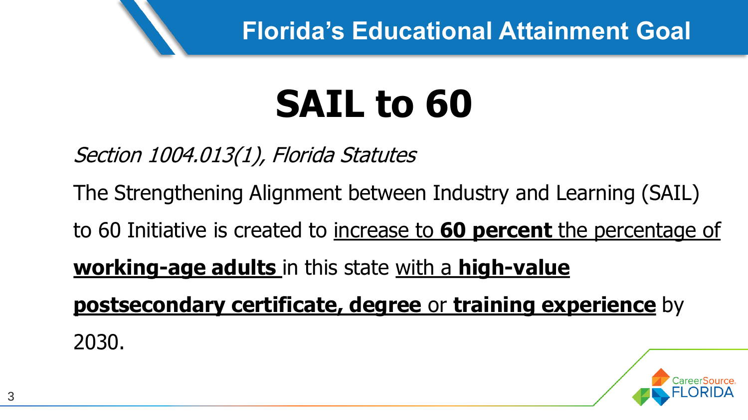## Florida's Educational Attainment Goal

# SAIL to 60

*Section 1004.013(1), Florida Statutes*

The Strengthening Alignment between Industry and Learning (SAIL) to 60 Initiative is created to increase to **60 percent** the percentage of **working-age adults** in this state with a **high-value postsecondary certificate, degree** or **training experience** by 2030.

CareerSource FLORIDA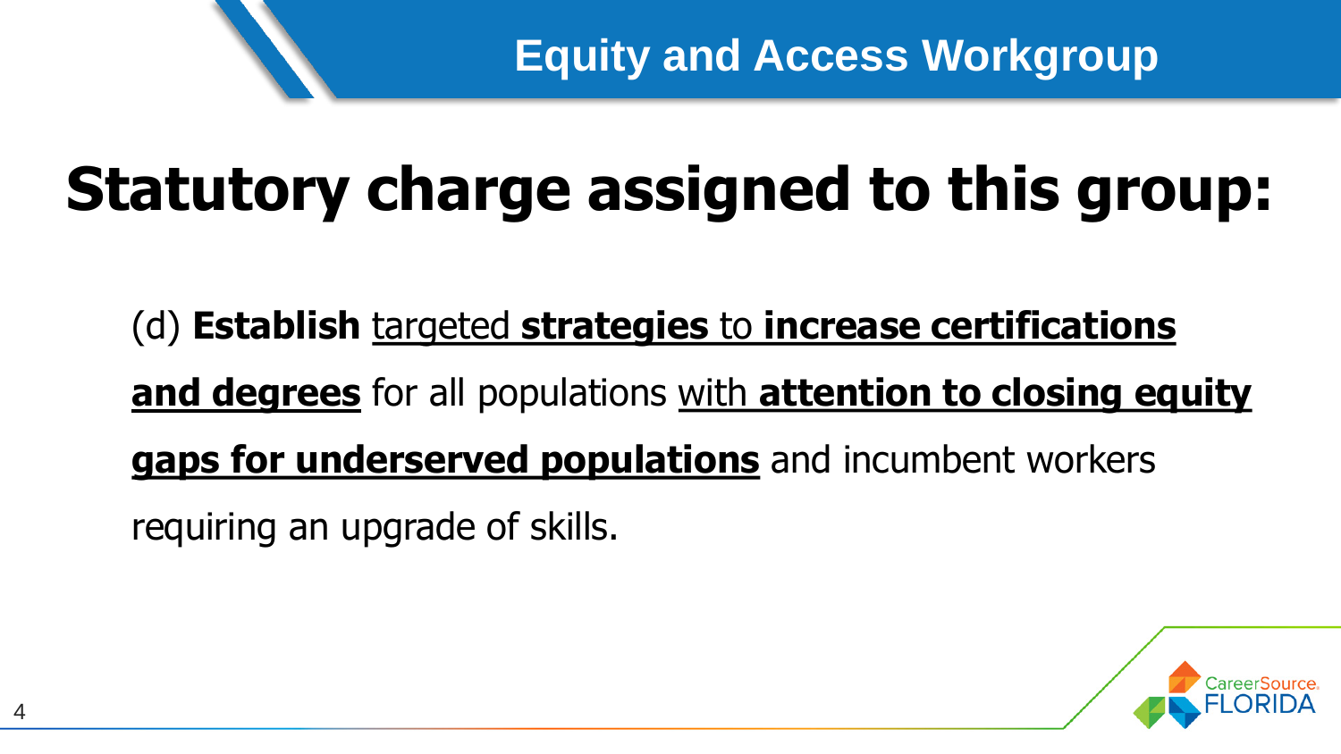## Equity and Access Workgroup

# Statutory charge assigned to this group:

(d) **Establish** <u>targeted</u> **<u>strategies</u>** <u>to</u> **<u>increase certifications and degrees</u>** for all populations <u>with</u> **<u>attention to closing equity gaps for underserved populations</u>** and incumbent workers requiring an upgrade of skills.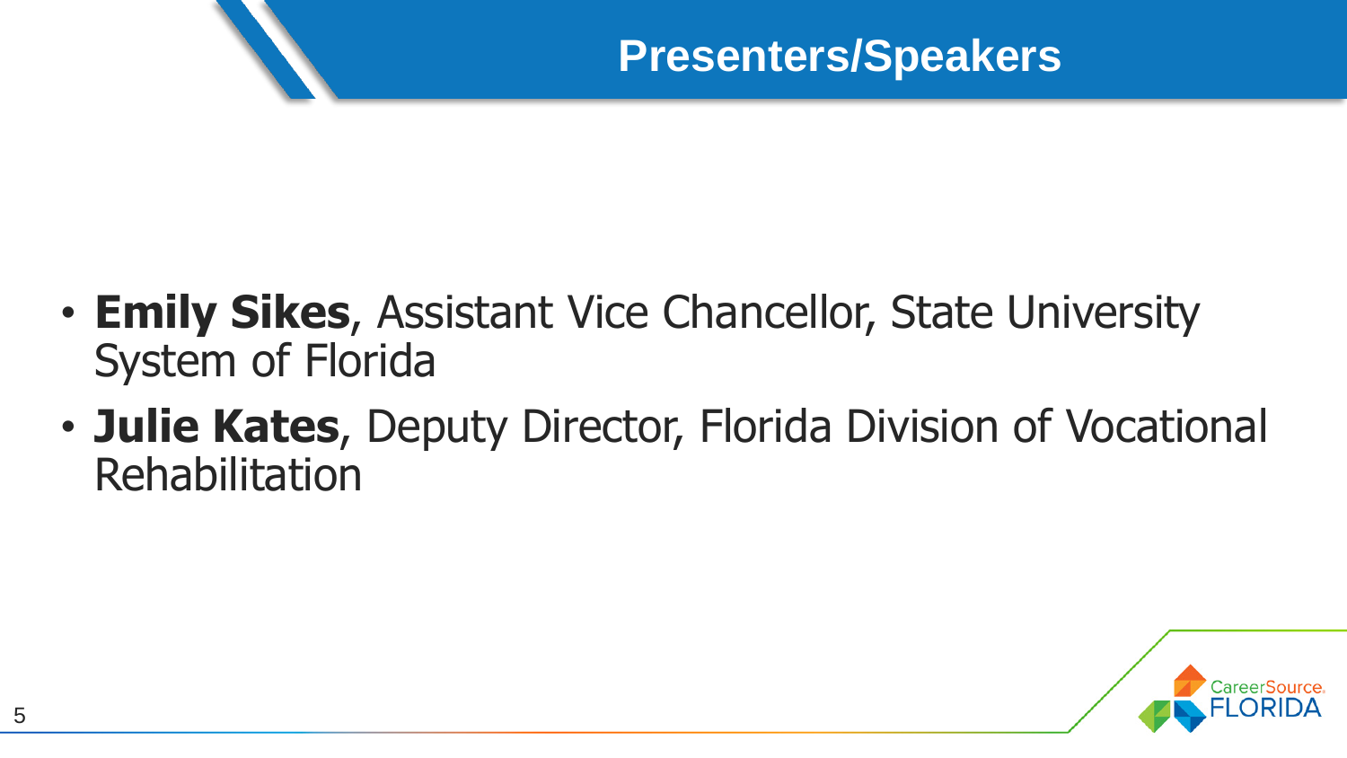# Presenters/Speakers

- **Emily Sikes**, Assistant Vice Chancellor, State University System of Florida
- **Julie Kates**, Deputy Director, Florida Division of Vocational Rehabilitation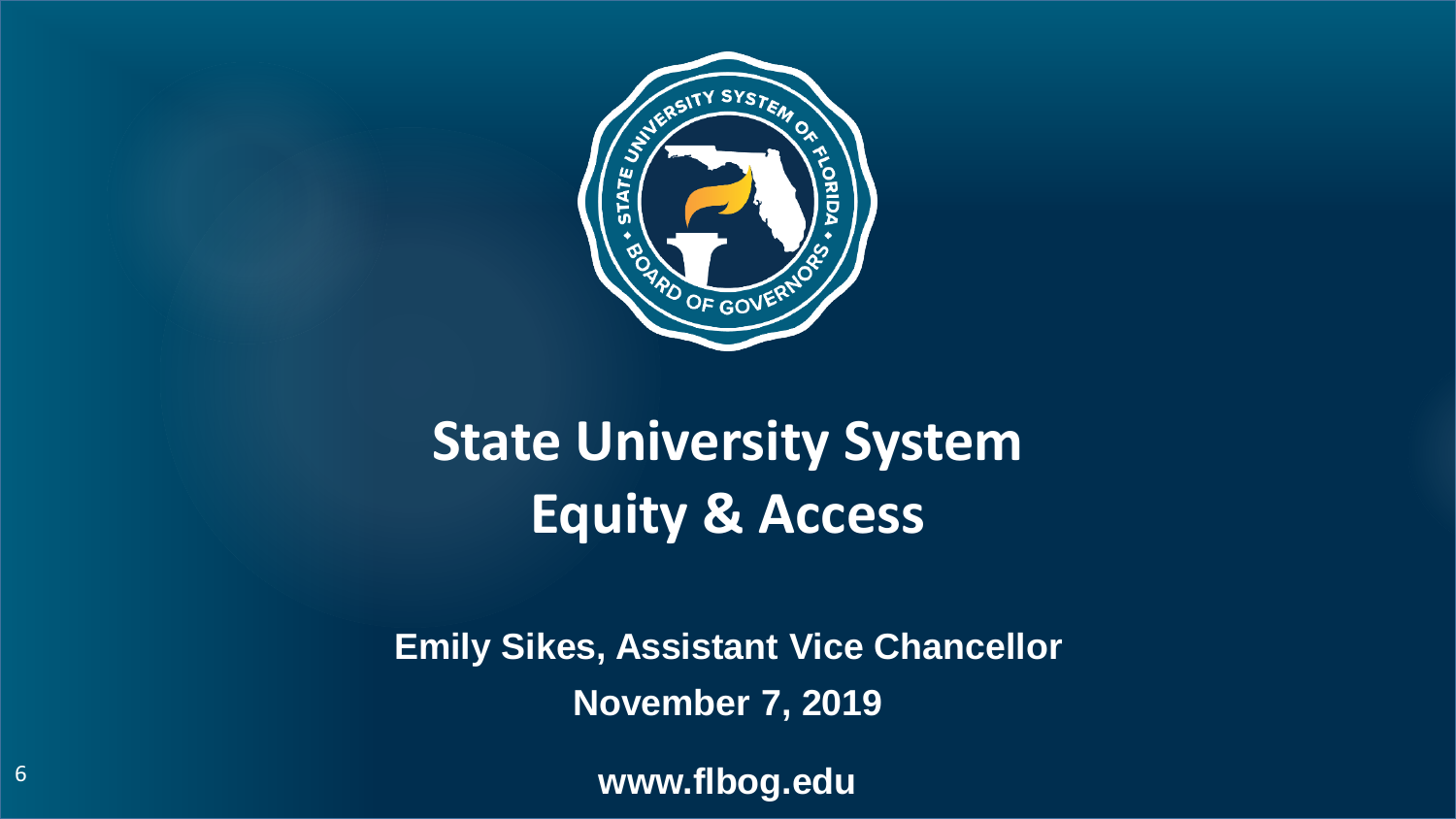# State University System Equity & Access

**Emily Sikes, Assistant Vice Chancellor**

**November 7, 2019**

**www.flbog.edu**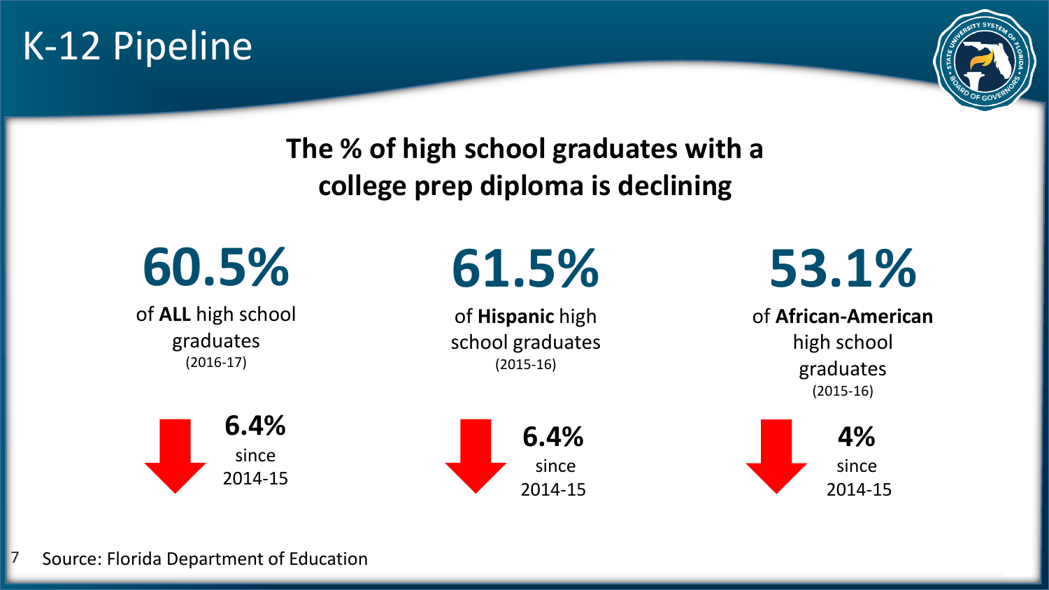# K-12 Pipeline

## The % of high school graduates with a college prep diploma is declining

**60.5%**

of **ALL** high school graduates
(2016-17)

**6.4%**
since
2014-15

**61.5%**

of **Hispanic** high school graduates
(2015-16)

**6.4%**
since
2014-15

**53.1%**

of **African-American** high school graduates
(2015-16)

**4%**
since
2014-15

Source: Florida Department of Education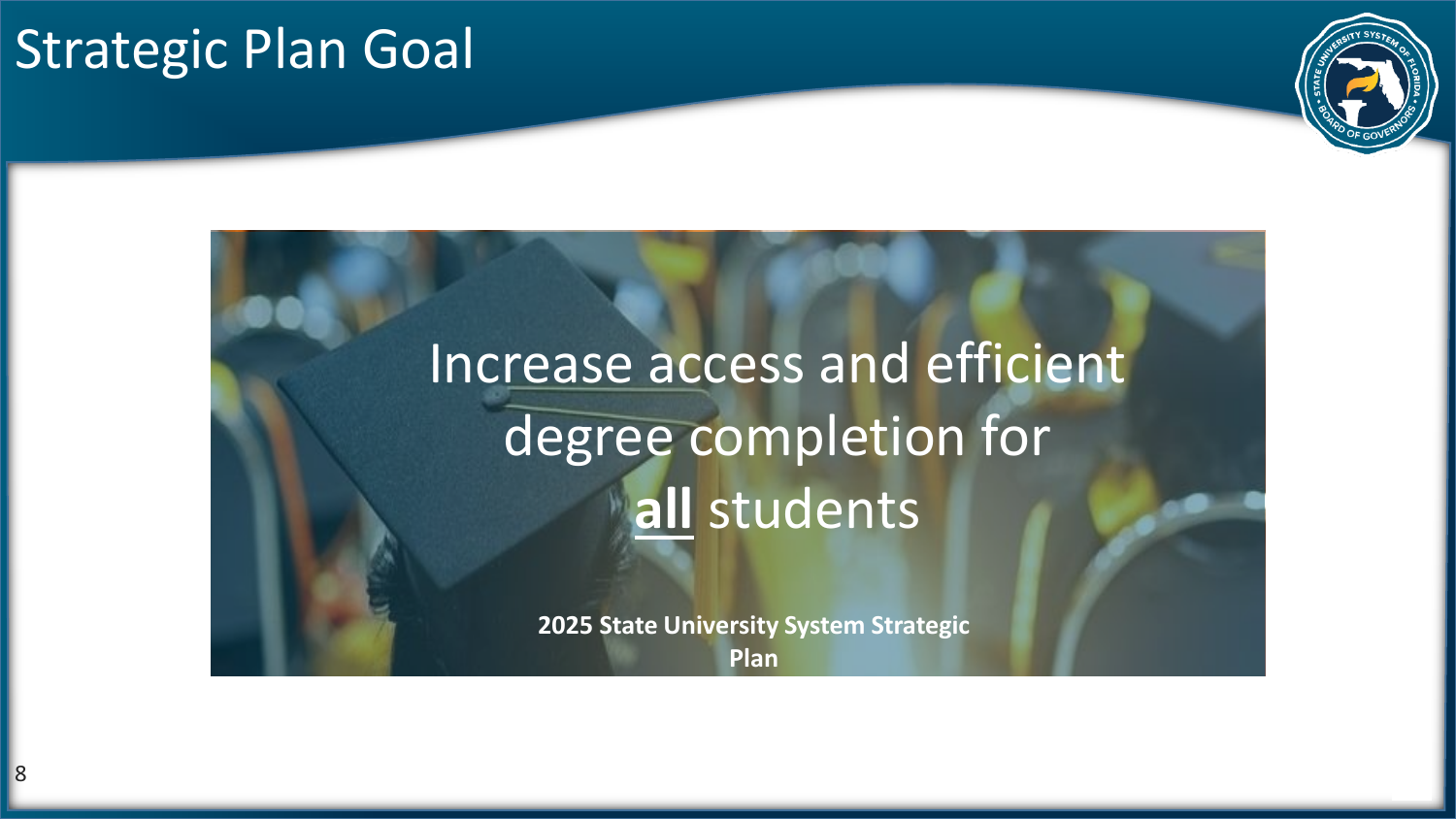# Strategic Plan Goal

Increase access and efficient degree completion for **all** students

**2025 State University System Strategic Plan**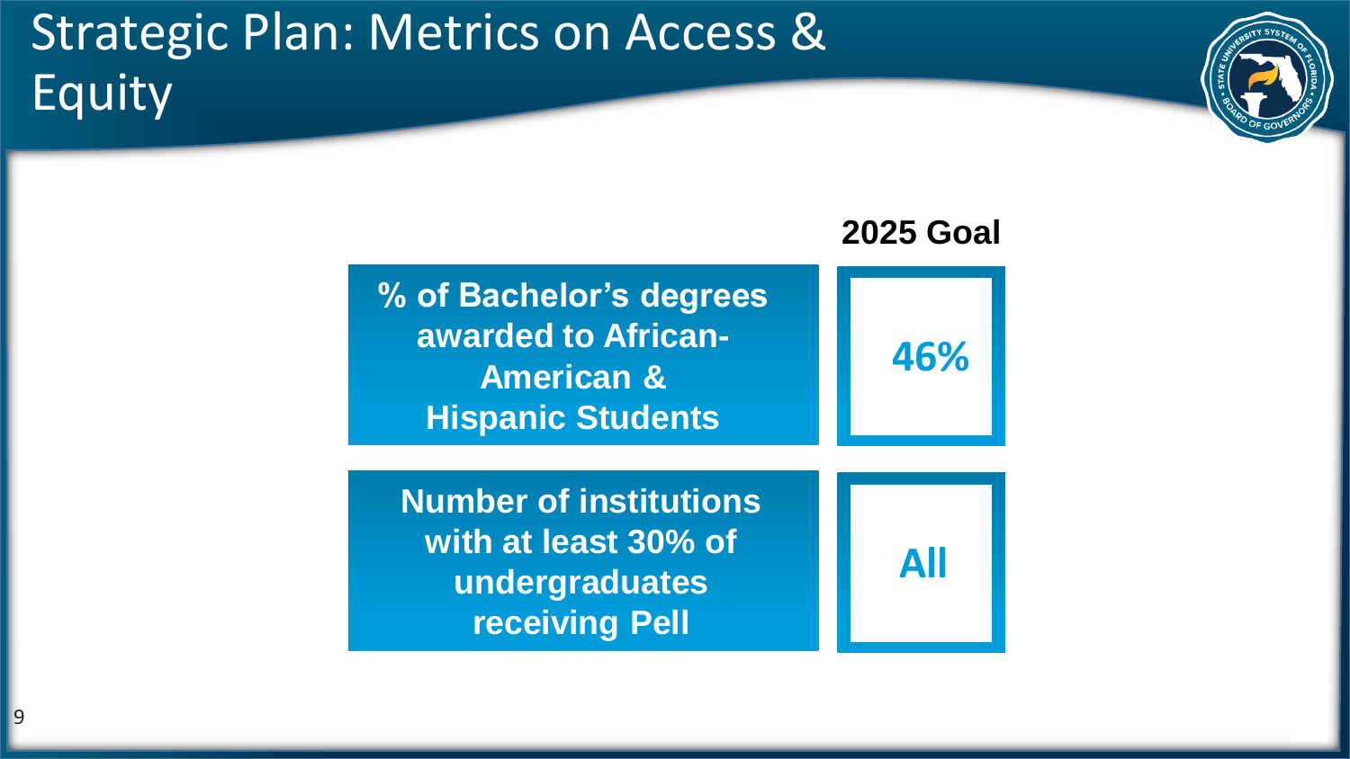# Strategic Plan: Metrics on Access & Equity

| | 2025 Goal |
| --- | --- |
| % of Bachelor's degrees awarded to African-American & Hispanic Students | 46% |
| Number of institutions with at least 30% of undergraduates receiving Pell | All |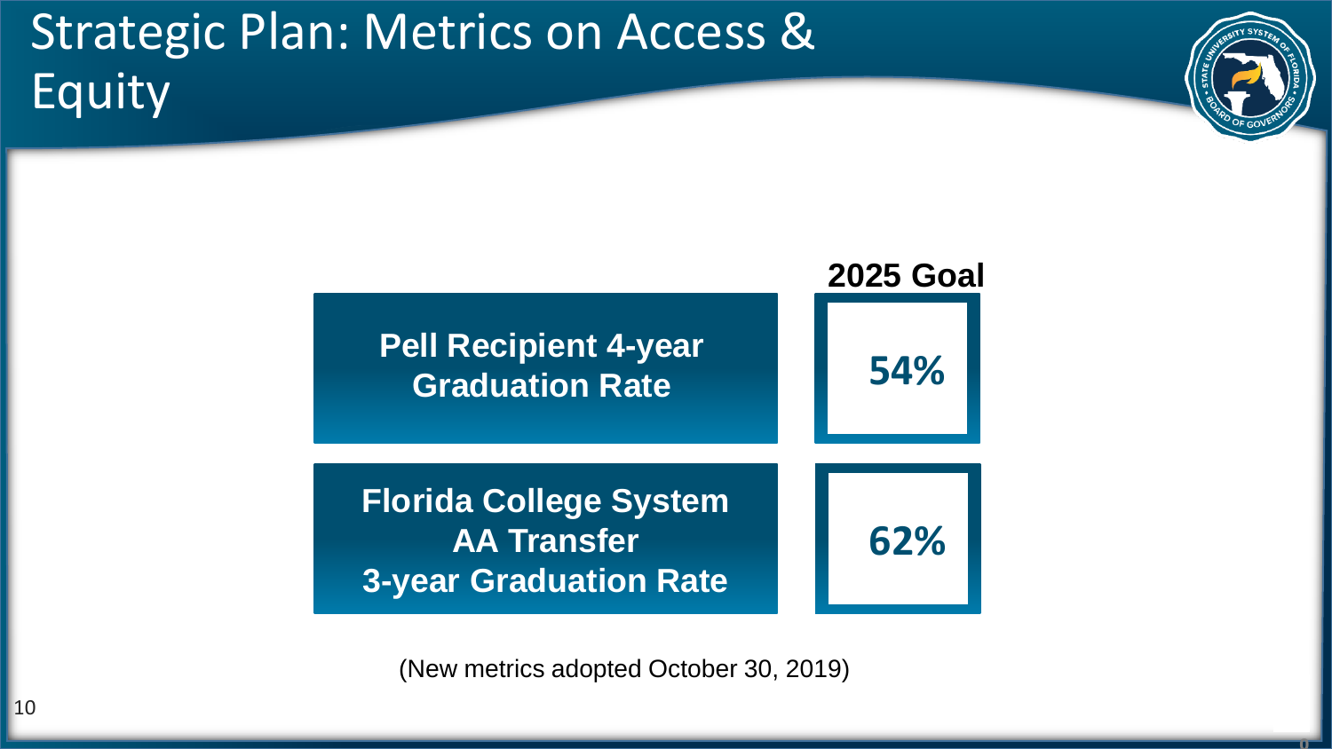# Strategic Plan: Metrics on Access & Equity

| | 2025 Goal |
| --- | --- |
| **Pell Recipient 4-year Graduation Rate** | **54%** |
| **Florida College System AA Transfer 3-year Graduation Rate** | **62%** |

(New metrics adopted October 30, 2019)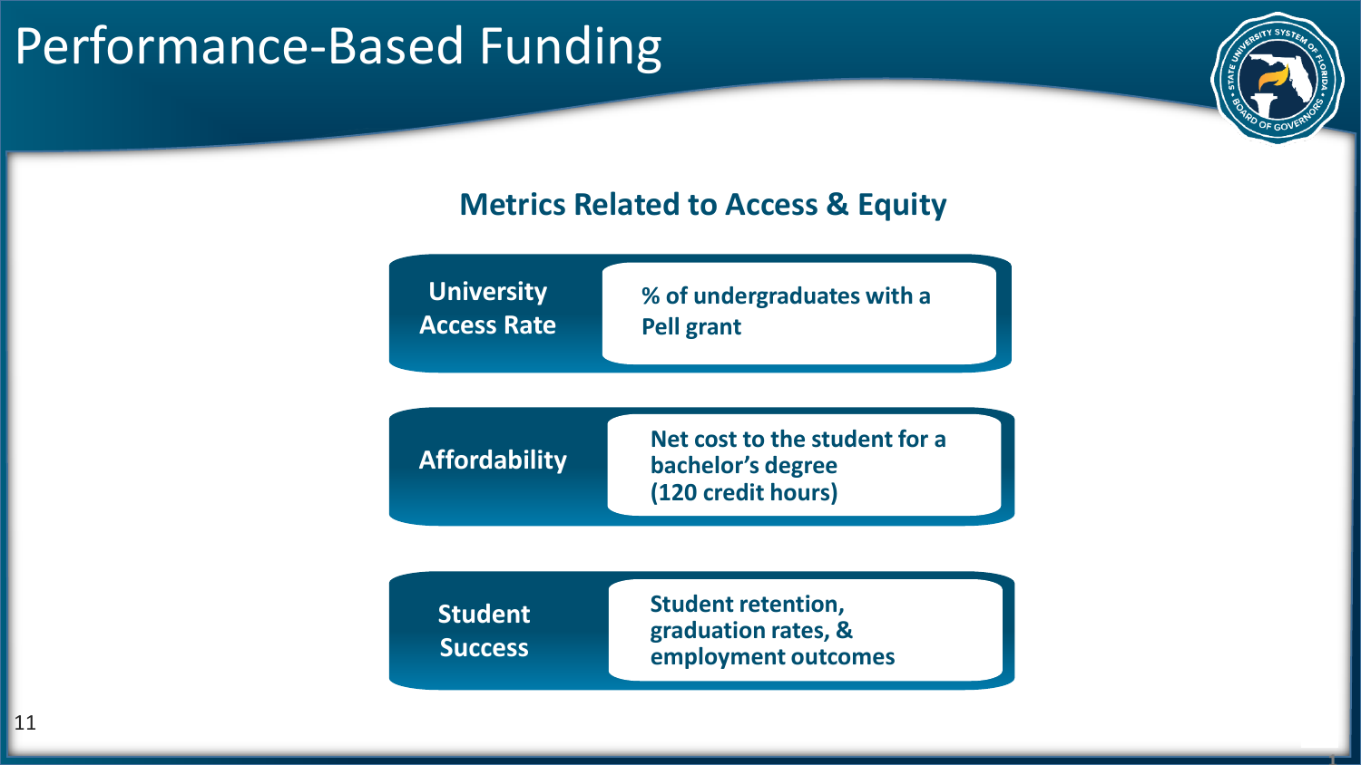# Performance-Based Funding

## Metrics Related to Access & Equity

| | |
|---|---|
| **University Access Rate** | **% of undergraduates with a Pell grant** |
| **Affordability** | **Net cost to the student for a bachelor's degree (120 credit hours)** |
| **Student Success** | **Student retention, graduation rates, & employment outcomes** |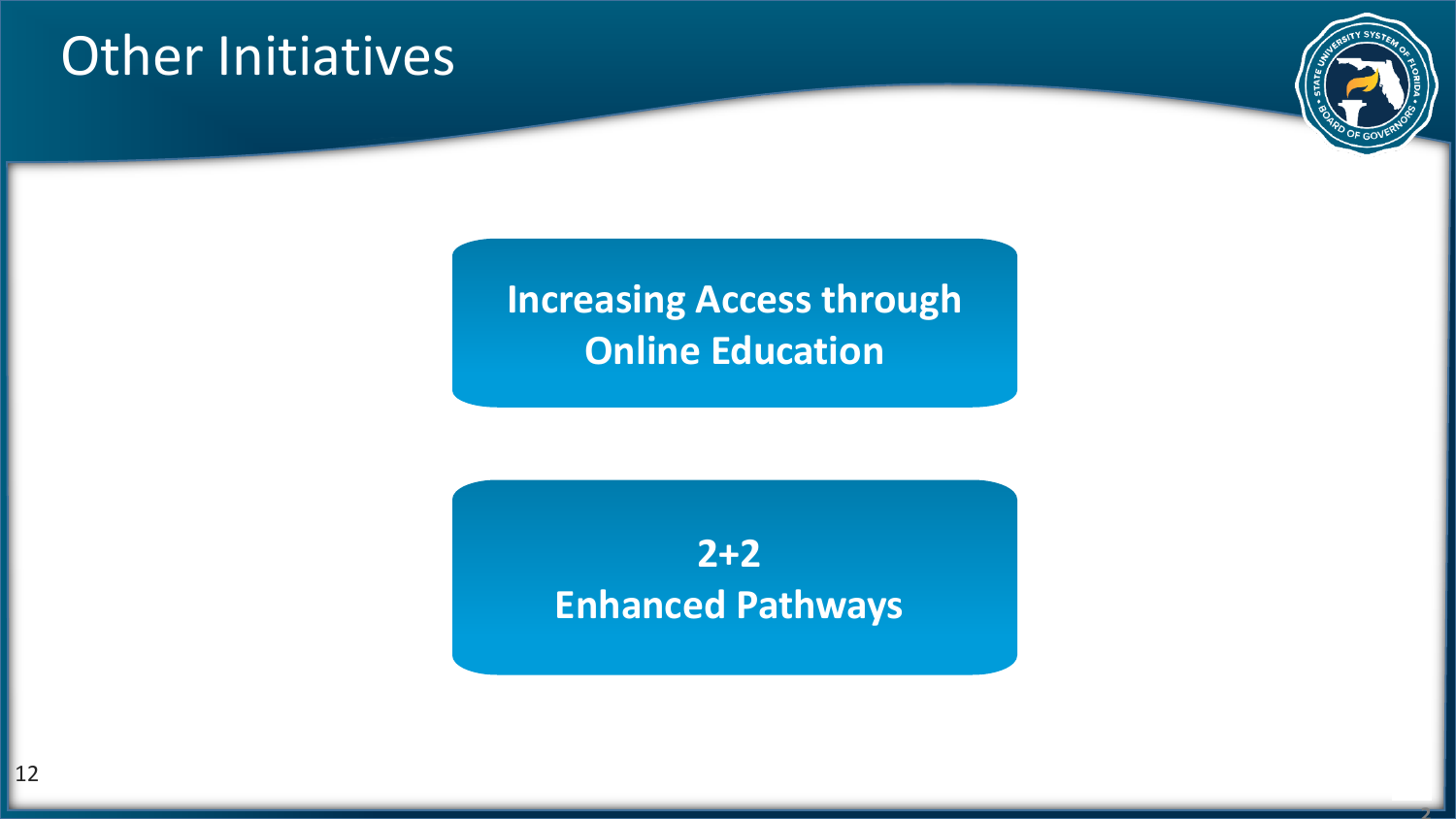# Other Initiatives

**Increasing Access through Online Education**

**2+2**
**Enhanced Pathways**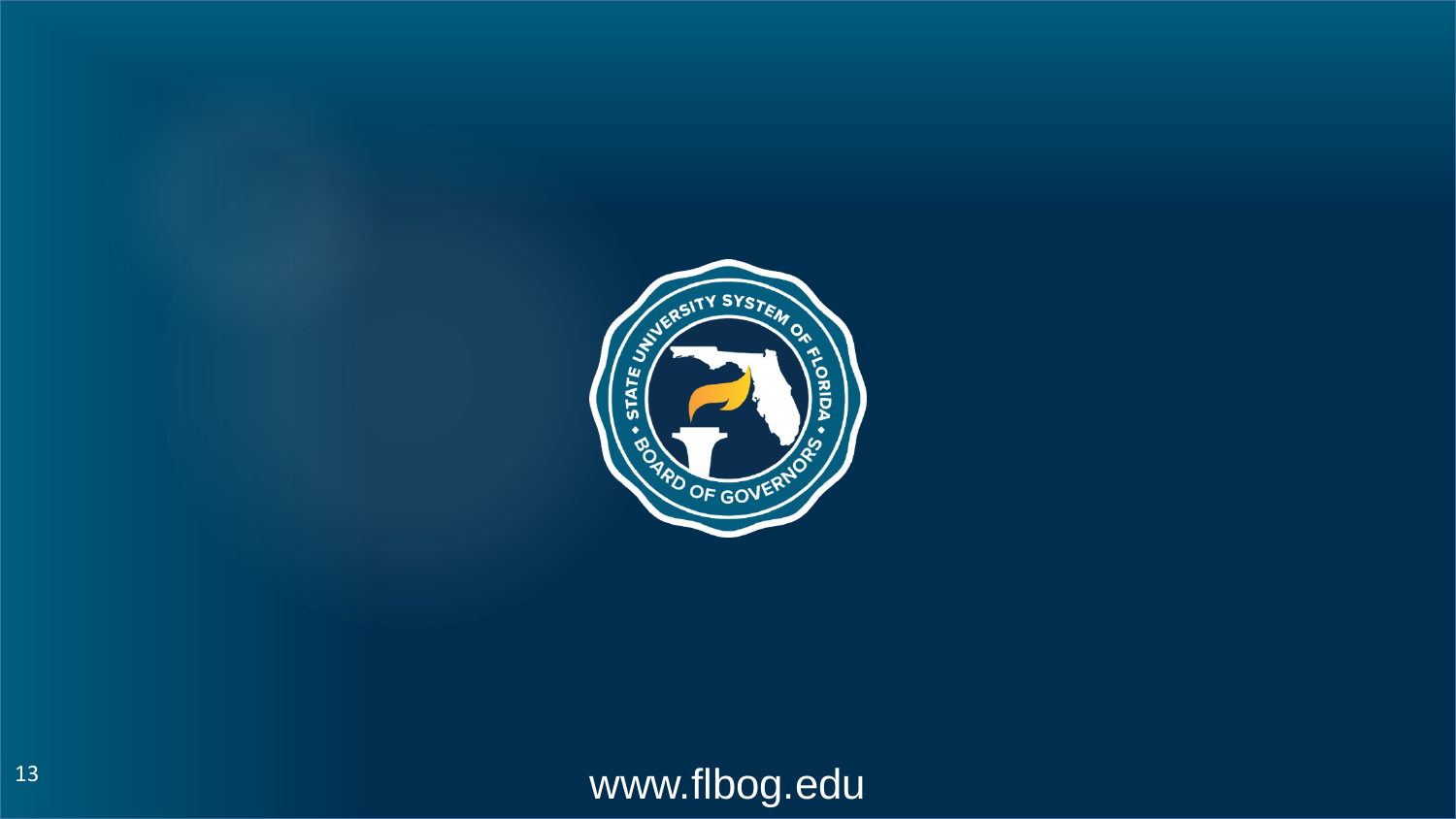www.flbog.edu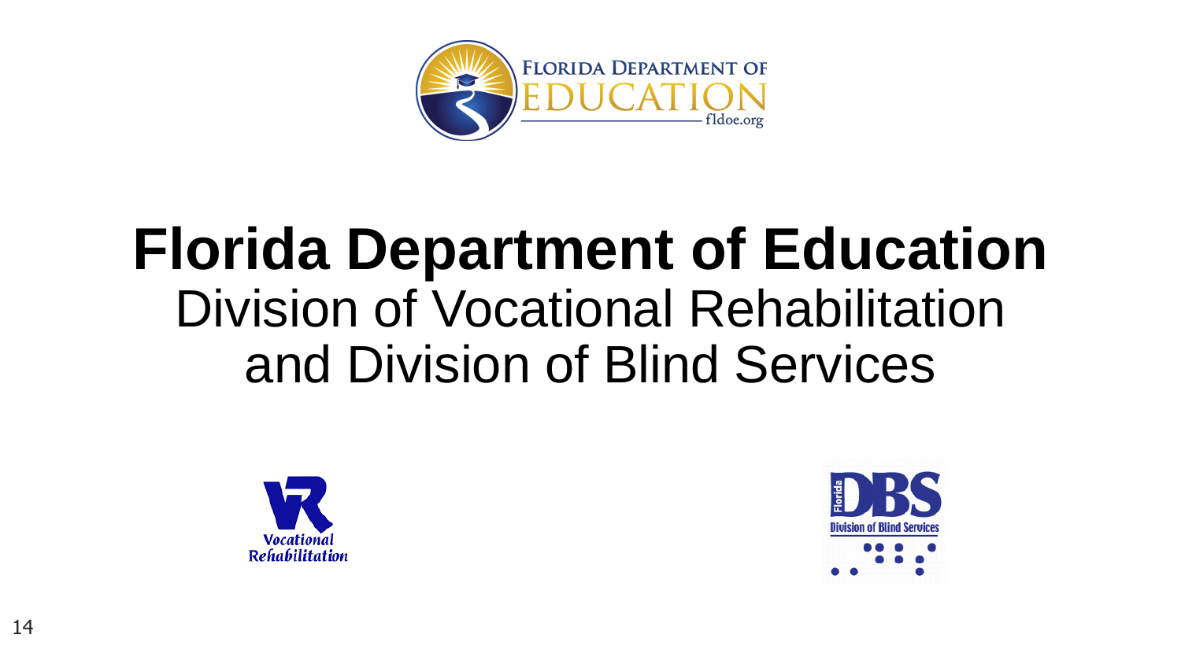# Florida Department of Education

Division of Vocational Rehabilitation and Division of Blind Services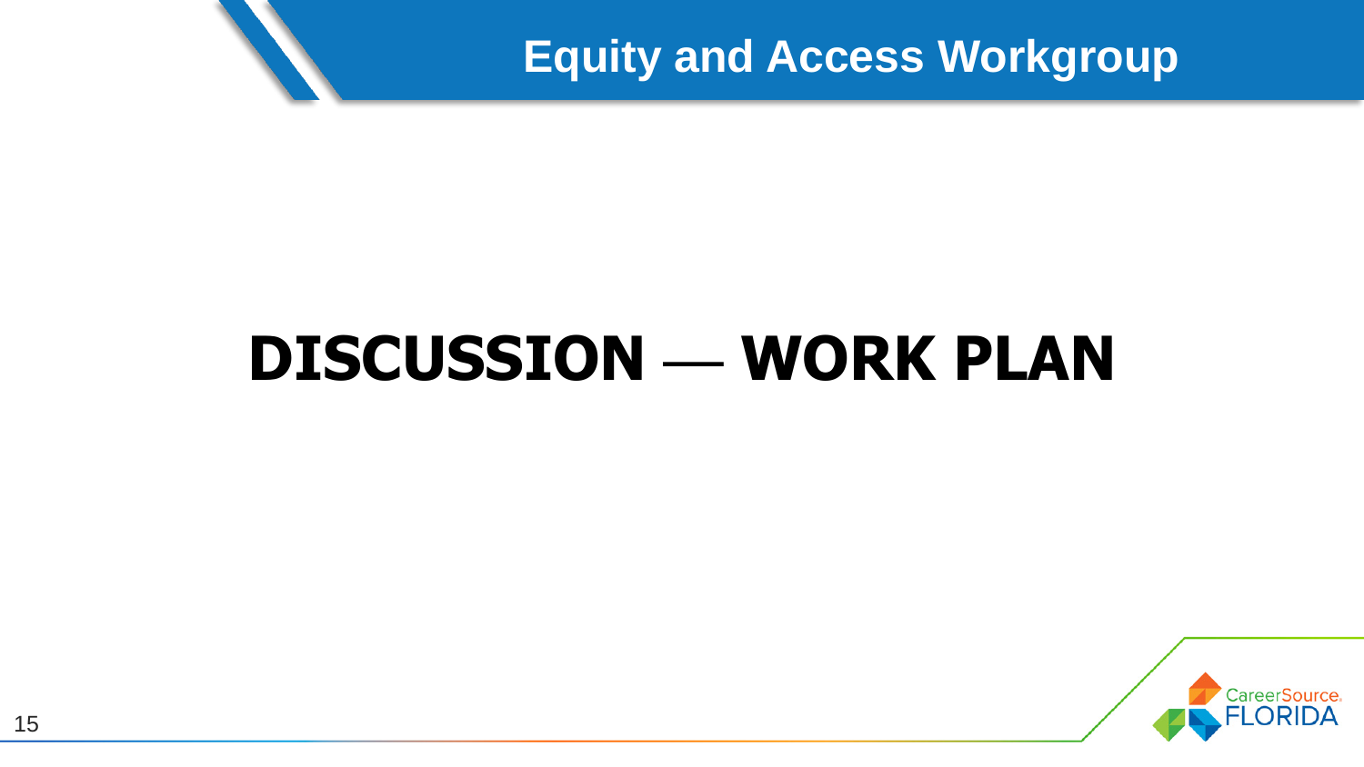# DISCUSSION — WORK PLAN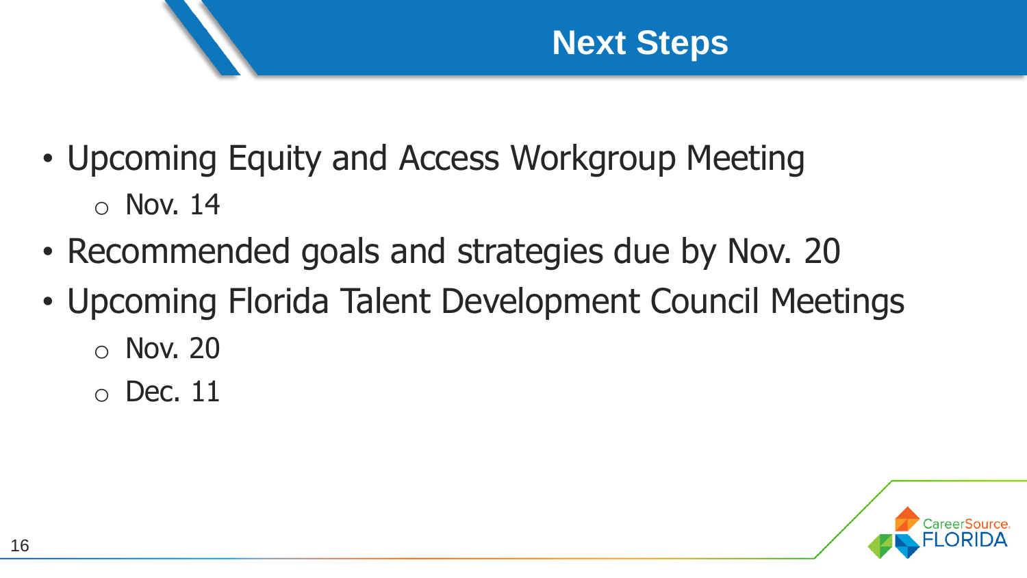# Next Steps

- Upcoming Equity and Access Workgroup Meeting
  - Nov. 14
- Recommended goals and strategies due by Nov. 20
- Upcoming Florida Talent Development Council Meetings
  - Nov. 20
  - Dec. 11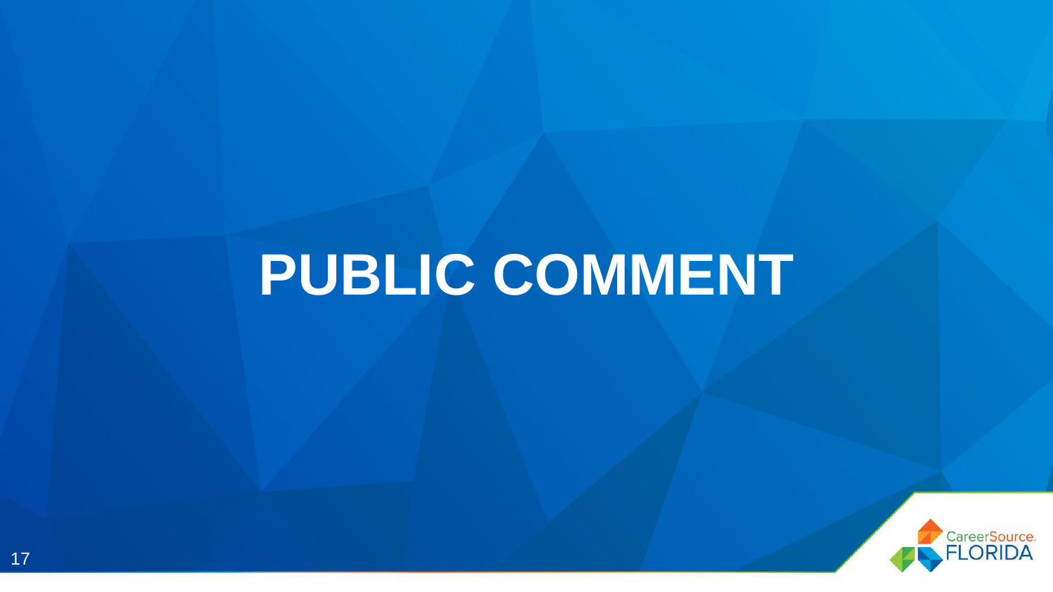# PUBLIC COMMENT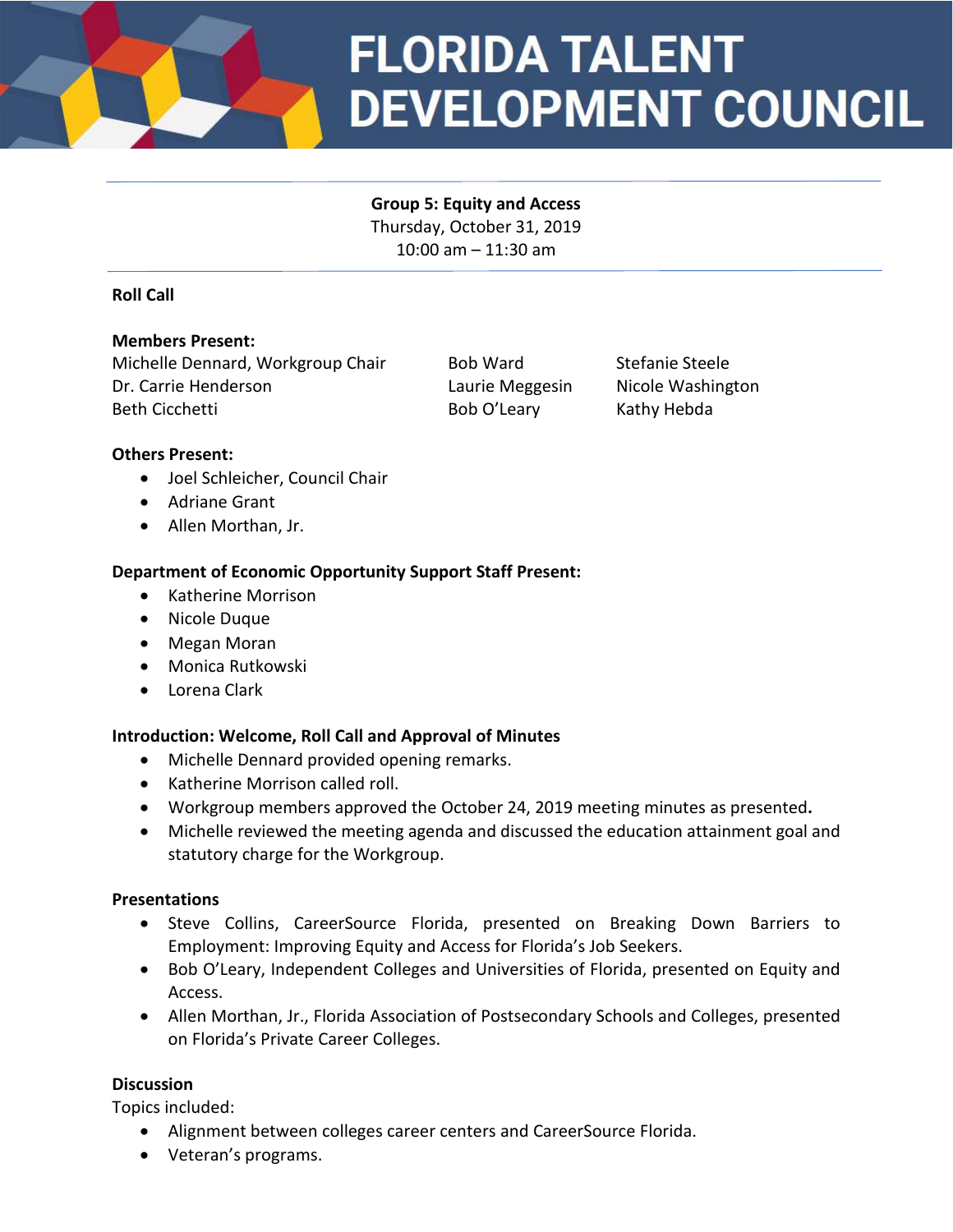# FLORIDA TALENT DEVELOPMENT COUNCIL

**Group 5: Equity and Access**
Thursday, October 31, 2019
10:00 am – 11:30 am

**Roll Call**

**Members Present:**

Michelle Dennard, Workgroup Chair
Dr. Carrie Henderson
Beth Cicchetti
Bob Ward
Laurie Meggesin
Bob O'Leary
Stefanie Steele
Nicole Washington
Kathy Hebda

**Others Present:**

- Joel Schleicher, Council Chair
- Adriane Grant
- Allen Morthan, Jr.

**Department of Economic Opportunity Support Staff Present:**

- Katherine Morrison
- Nicole Duque
- Megan Moran
- Monica Rutkowski
- Lorena Clark

**Introduction: Welcome, Roll Call and Approval of Minutes**

- Michelle Dennard provided opening remarks.
- Katherine Morrison called roll.
- Workgroup members approved the October 24, 2019 meeting minutes as presented**.**
- Michelle reviewed the meeting agenda and discussed the education attainment goal and statutory charge for the Workgroup.

**Presentations**

- Steve Collins, CareerSource Florida, presented on Breaking Down Barriers to Employment: Improving Equity and Access for Florida's Job Seekers.
- Bob O'Leary, Independent Colleges and Universities of Florida, presented on Equity and Access.
- Allen Morthan, Jr., Florida Association of Postsecondary Schools and Colleges, presented on Florida's Private Career Colleges.

**Discussion**

Topics included:

- Alignment between colleges career centers and CareerSource Florida.
- Veteran's programs.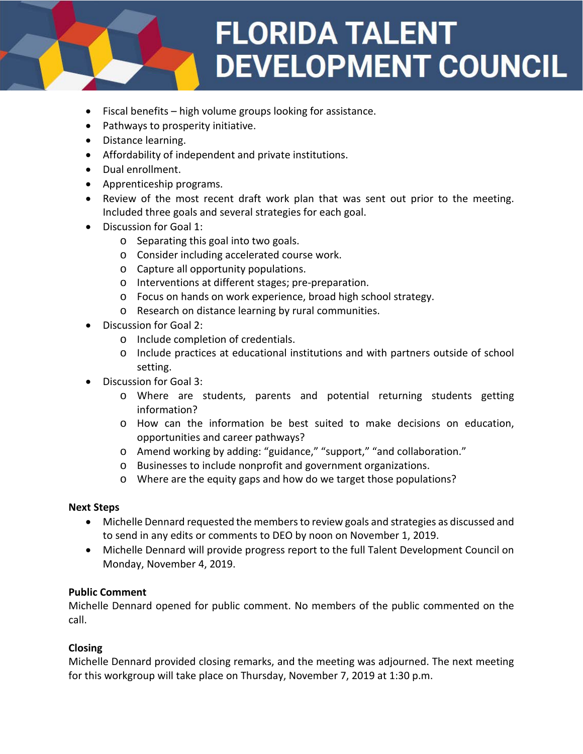- Fiscal benefits – high volume groups looking for assistance.
- Pathways to prosperity initiative.
- Distance learning.
- Affordability of independent and private institutions.
- Dual enrollment.
- Apprenticeship programs.
- Review of the most recent draft work plan that was sent out prior to the meeting. Included three goals and several strategies for each goal.
- Discussion for Goal 1:
  - Separating this goal into two goals.
  - Consider including accelerated course work.
  - Capture all opportunity populations.
  - Interventions at different stages; pre-preparation.
  - Focus on hands on work experience, broad high school strategy.
  - Research on distance learning by rural communities.
- Discussion for Goal 2:
  - Include completion of credentials.
  - Include practices at educational institutions and with partners outside of school setting.
- Discussion for Goal 3:
  - Where are students, parents and potential returning students getting information?
  - How can the information be best suited to make decisions on education, opportunities and career pathways?
  - Amend working by adding: "guidance," "support," "and collaboration."
  - Businesses to include nonprofit and government organizations.
  - Where are the equity gaps and how do we target those populations?

**Next Steps**

- Michelle Dennard requested the members to review goals and strategies as discussed and to send in any edits or comments to DEO by noon on November 1, 2019.
- Michelle Dennard will provide progress report to the full Talent Development Council on Monday, November 4, 2019.

**Public Comment**

Michelle Dennard opened for public comment. No members of the public commented on the call.

**Closing**

Michelle Dennard provided closing remarks, and the meeting was adjourned. The next meeting for this workgroup will take place on Thursday, November 7, 2019 at 1:30 p.m.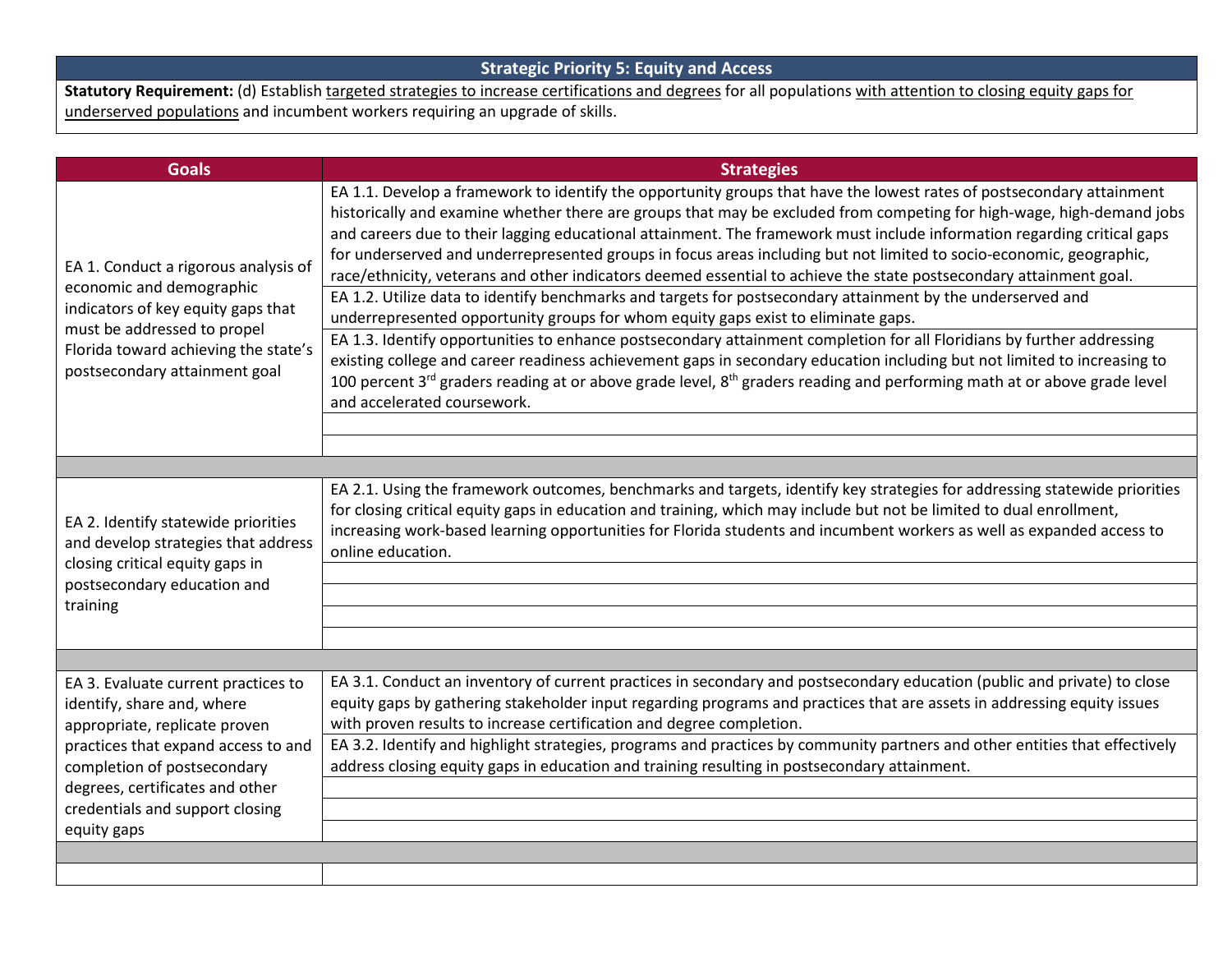## Strategic Priority 5: Equity and Access

**Statutory Requirement:** (d) Establish targeted strategies to increase certifications and degrees for all populations with attention to closing equity gaps for underserved populations and incumbent workers requiring an upgrade of skills.

| Goals | Strategies |
|---|---|
| EA 1. Conduct a rigorous analysis of economic and demographic indicators of key equity gaps that must be addressed to propel Florida toward achieving the state's postsecondary attainment goal | EA 1.1. Develop a framework to identify the opportunity groups that have the lowest rates of postsecondary attainment historically and examine whether there are groups that may be excluded from competing for high-wage, high-demand jobs and careers due to their lagging educational attainment. The framework must include information regarding critical gaps for underserved and underrepresented groups in focus areas including but not limited to socio-economic, geographic, race/ethnicity, veterans and other indicators deemed essential to achieve the state postsecondary attainment goal. |
| | EA 1.2. Utilize data to identify benchmarks and targets for postsecondary attainment by the underserved and underrepresented opportunity groups for whom equity gaps exist to eliminate gaps. |
| | EA 1.3. Identify opportunities to enhance postsecondary attainment completion for all Floridians by further addressing existing college and career readiness achievement gaps in secondary education including but not limited to increasing to 100 percent 3rd graders reading at or above grade level, 8th graders reading and performing math at or above grade level and accelerated coursework. |
| | |
| | |
| | |
| EA 2. Identify statewide priorities and develop strategies that address closing critical equity gaps in postsecondary education and training | EA 2.1. Using the framework outcomes, benchmarks and targets, identify key strategies for addressing statewide priorities for closing critical equity gaps in education and training, which may include but not be limited to dual enrollment, increasing work-based learning opportunities for Florida students and incumbent workers as well as expanded access to online education. |
| | |
| | |
| | |
| | |
| | |
| EA 3. Evaluate current practices to identify, share and, where appropriate, replicate proven practices that expand access to and completion of postsecondary degrees, certificates and other credentials and support closing equity gaps | EA 3.1. Conduct an inventory of current practices in secondary and postsecondary education (public and private) to close equity gaps by gathering stakeholder input regarding programs and practices that are assets in addressing equity issues with proven results to increase certification and degree completion. |
| | EA 3.2. Identify and highlight strategies, programs and practices by community partners and other entities that effectively address closing equity gaps in education and training resulting in postsecondary attainment. |
| | |
| | |
| | |
| | |
| | |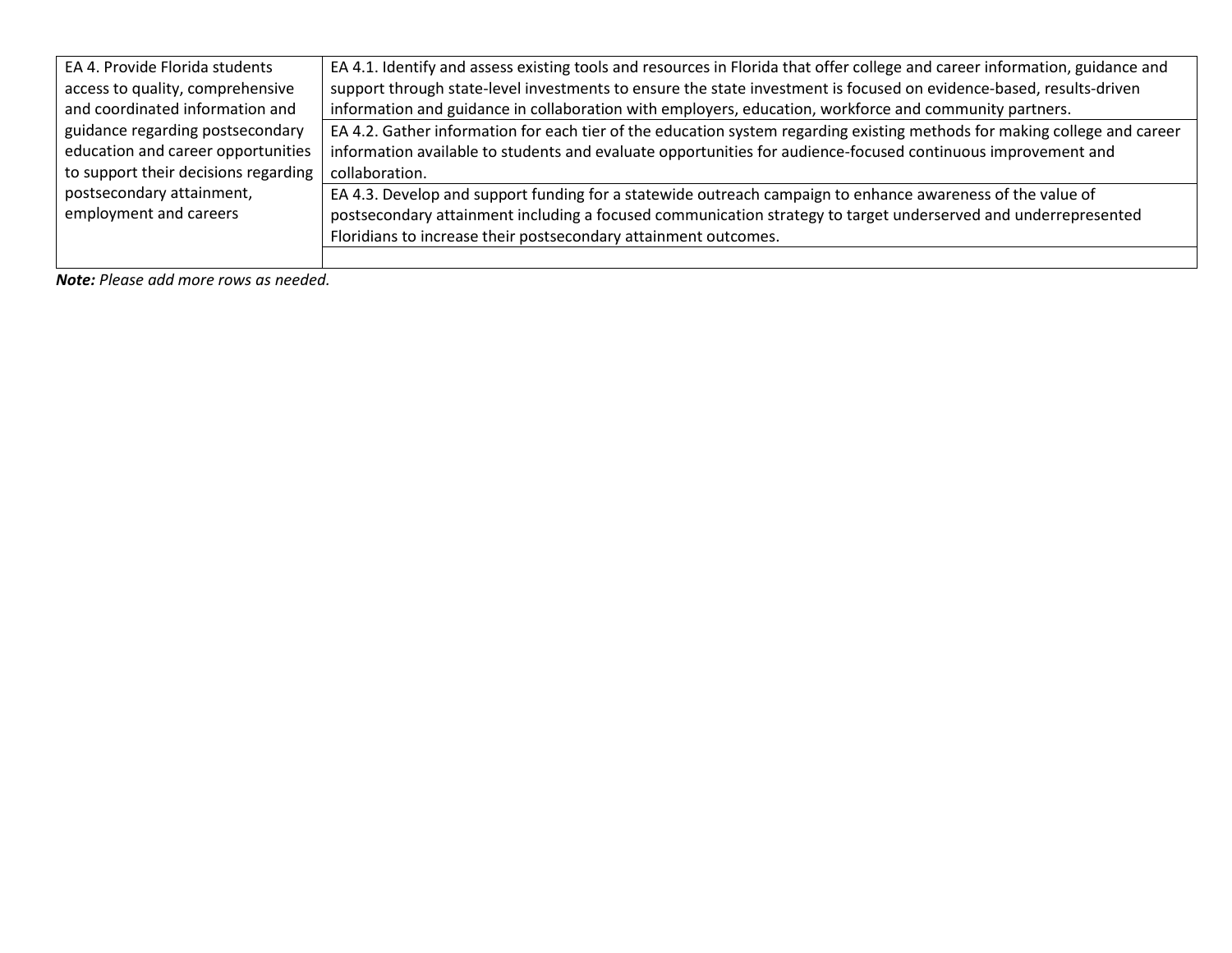| | |
|---|---|
| EA 4. Provide Florida students access to quality, comprehensive and coordinated information and guidance regarding postsecondary education and career opportunities to support their decisions regarding postsecondary attainment, employment and careers | EA 4.1. Identify and assess existing tools and resources in Florida that offer college and career information, guidance and support through state-level investments to ensure the state investment is focused on evidence-based, results-driven information and guidance in collaboration with employers, education, workforce and community partners. |
| | EA 4.2. Gather information for each tier of the education system regarding existing methods for making college and career information available to students and evaluate opportunities for audience-focused continuous improvement and collaboration. |
| | EA 4.3. Develop and support funding for a statewide outreach campaign to enhance awareness of the value of postsecondary attainment including a focused communication strategy to target underserved and underrepresented Floridians to increase their postsecondary attainment outcomes. |
| | |

***Note:*** *Please add more rows as needed.*